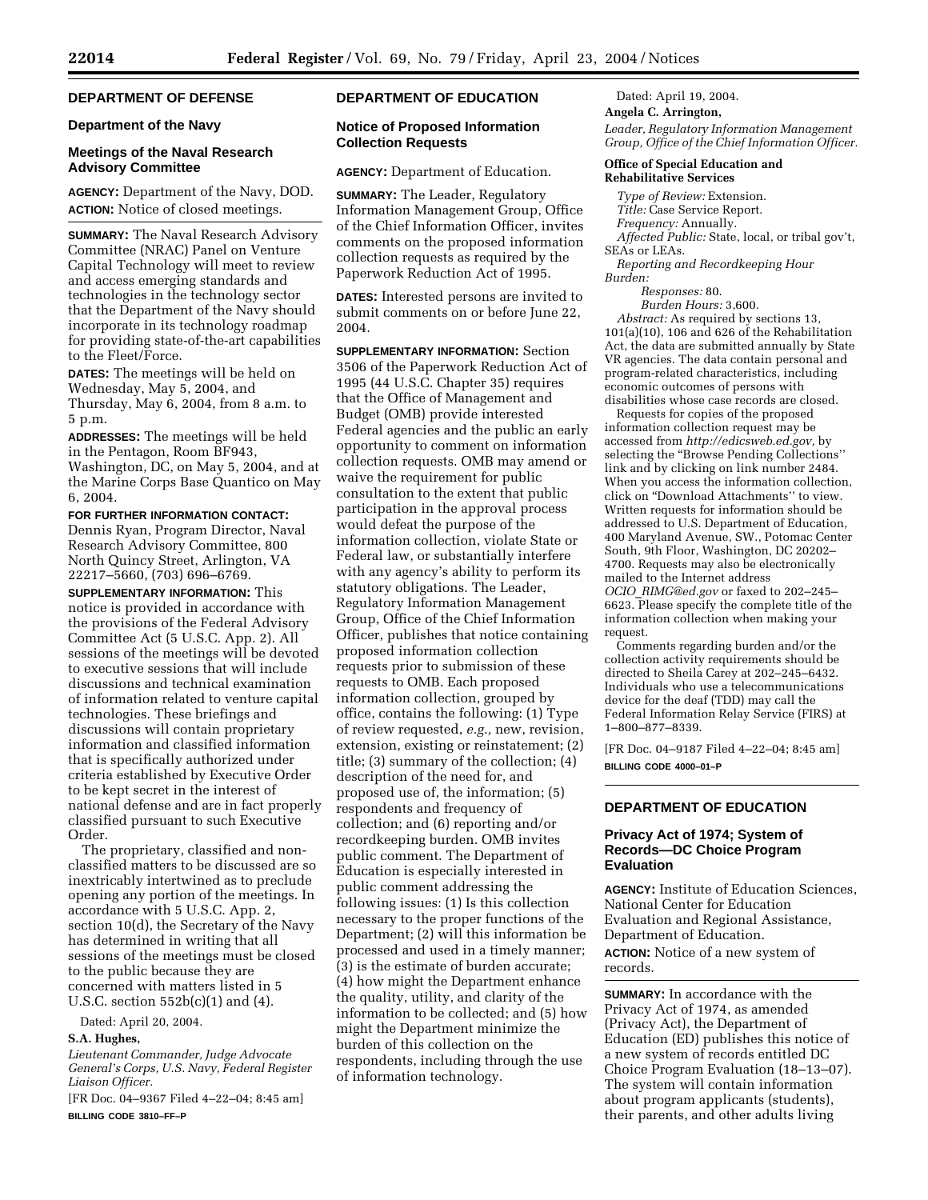## DEPARTMENT OF DEFENSE

### Department of the Navy

### Meetings of the Naval Research Advisory Committee

**AGENCY:** Department of the Navy, DOD.

**ACTION:** Notice of closed meetings.

**SUMMARY:** The Naval Research Advisory Committee (NRAC) Panel on Venture Capital Technology will meet to review and access emerging standards and technologies in the technology sector that the Department of the Navy should incorporate in its technology roadmap for providing state-of-the-art capabilities to the Fleet/Force.

**DATES:** The meetings will be held on Wednesday, May 5, 2004, and Thursday, May 6, 2004, from 8 a.m. to 5 p.m.

**ADDRESSES:** The meetings will be held in the Pentagon, Room BF943, Washington, DC, on May 5, 2004, and at the Marine Corps Base Quantico on May 6, 2004.

**FOR FURTHER INFORMATION CONTACT:** Dennis Ryan, Program Director, Naval Research Advisory Committee, 800 North Quincy Street, Arlington, VA 22217–5660, (703) 696–6769.

**SUPPLEMENTARY INFORMATION:** This notice is provided in accordance with the provisions of the Federal Advisory Committee Act (5 U.S.C. App. 2). All sessions of the meetings will be devoted to executive sessions that will include discussions and technical examination of information related to venture capital technologies. These briefings and discussions will contain proprietary information and classified information that is specifically authorized under criteria established by Executive Order to be kept secret in the interest of national defense and are in fact properly classified pursuant to such Executive Order.

The proprietary, classified and non-classified matters to be discussed are so inextricably intertwined as to preclude opening any portion of the meetings. In accordance with 5 U.S.C. App. 2, section 10(d), the Secretary of the Navy has determined in writing that all sessions of the meetings must be closed to the public because they are concerned with matters listed in 5 U.S.C. section 552b(c)(1) and (4).

Dated: April 20, 2004.

**S.A. Hughes,**

*Lieutenant Commander, Judge Advocate General's Corps, U.S. Navy, Federal Register Liaison Officer.*

[FR Doc. 04–9367 Filed 4–22–04; 8:45 am]

**BILLING CODE 3810–FF–P**

---

## DEPARTMENT OF EDUCATION

### Notice of Proposed Information Collection Requests

**AGENCY:** Department of Education.

**SUMMARY:** The Leader, Regulatory Information Management Group, Office of the Chief Information Officer, invites comments on the proposed information collection requests as required by the Paperwork Reduction Act of 1995.

**DATES:** Interested persons are invited to submit comments on or before June 22, 2004.

**SUPPLEMENTARY INFORMATION:** Section 3506 of the Paperwork Reduction Act of 1995 (44 U.S.C. Chapter 35) requires that the Office of Management and Budget (OMB) provide interested Federal agencies and the public an early opportunity to comment on information collection requests. OMB may amend or waive the requirement for public consultation to the extent that public participation in the approval process would defeat the purpose of the information collection, violate State or Federal law, or substantially interfere with any agency's ability to perform its statutory obligations. The Leader, Regulatory Information Management Group, Office of the Chief Information Officer, publishes that notice containing proposed information collection requests prior to submission of these requests to OMB. Each proposed information collection, grouped by office, contains the following: (1) Type of review requested, *e.g.,* new, revision, extension, existing or reinstatement; (2) title; (3) summary of the collection; (4) description of the need for, and proposed use of, the information; (5) respondents and frequency of collection; and (6) reporting and/or recordkeeping burden. OMB invites public comment. The Department of Education is especially interested in public comment addressing the following issues: (1) Is this collection necessary to the proper functions of the Department; (2) will this information be processed and used in a timely manner; (3) is the estimate of burden accurate; (4) how might the Department enhance the quality, utility, and clarity of the information to be collected; and (5) how might the Department minimize the burden of this collection on the respondents, including through the use of information technology.

Dated: April 19, 2004.

**Angela C. Arrington,**

*Leader, Regulatory Information Management Group, Office of the Chief Information Officer.*

#### Office of Special Education and Rehabilitative Services

*Type of Review:* Extension.

*Title:* Case Service Report.

*Frequency:* Annually.

*Affected Public:* State, local, or tribal gov't, SEAs or LEAs.

*Reporting and Recordkeeping Hour Burden:*

*Responses:* 80.

*Burden Hours:* 3,600.

*Abstract:* As required by sections 13, 101(a)(10), 106 and 626 of the Rehabilitation Act, the data are submitted annually by State VR agencies. The data contain personal and program-related characteristics, including economic outcomes of persons with disabilities whose case records are closed.

Requests for copies of the proposed information collection request may be accessed from *http://edicsweb.ed.gov,* by selecting the "Browse Pending Collections" link and by clicking on link number 2484. When you access the information collection, click on "Download Attachments" to view. Written requests for information should be addressed to U.S. Department of Education, 400 Maryland Avenue, SW., Potomac Center South, 9th Floor, Washington, DC 20202–4700. Requests may also be electronically mailed to the Internet address *OCIO_RIMG@ed.gov* or faxed to 202–245–6623. Please specify the complete title of the information collection when making your request.

Comments regarding burden and/or the collection activity requirements should be directed to Sheila Carey at 202–245–6432. Individuals who use a telecommunications device for the deaf (TDD) may call the Federal Information Relay Service (FIRS) at 1–800–877–8339.

[FR Doc. 04–9187 Filed 4–22–04; 8:45 am]

**BILLING CODE 4000–01–P**

---

## DEPARTMENT OF EDUCATION

### Privacy Act of 1974; System of Records—DC Choice Program Evaluation

**AGENCY:** Institute of Education Sciences, National Center for Education Evaluation and Regional Assistance, Department of Education.

**ACTION:** Notice of a new system of records.

**SUMMARY:** In accordance with the Privacy Act of 1974, as amended (Privacy Act), the Department of Education (ED) publishes this notice of a new system of records entitled DC Choice Program Evaluation (18–13–07). The system will contain information about program applicants (students), their parents, and other adults living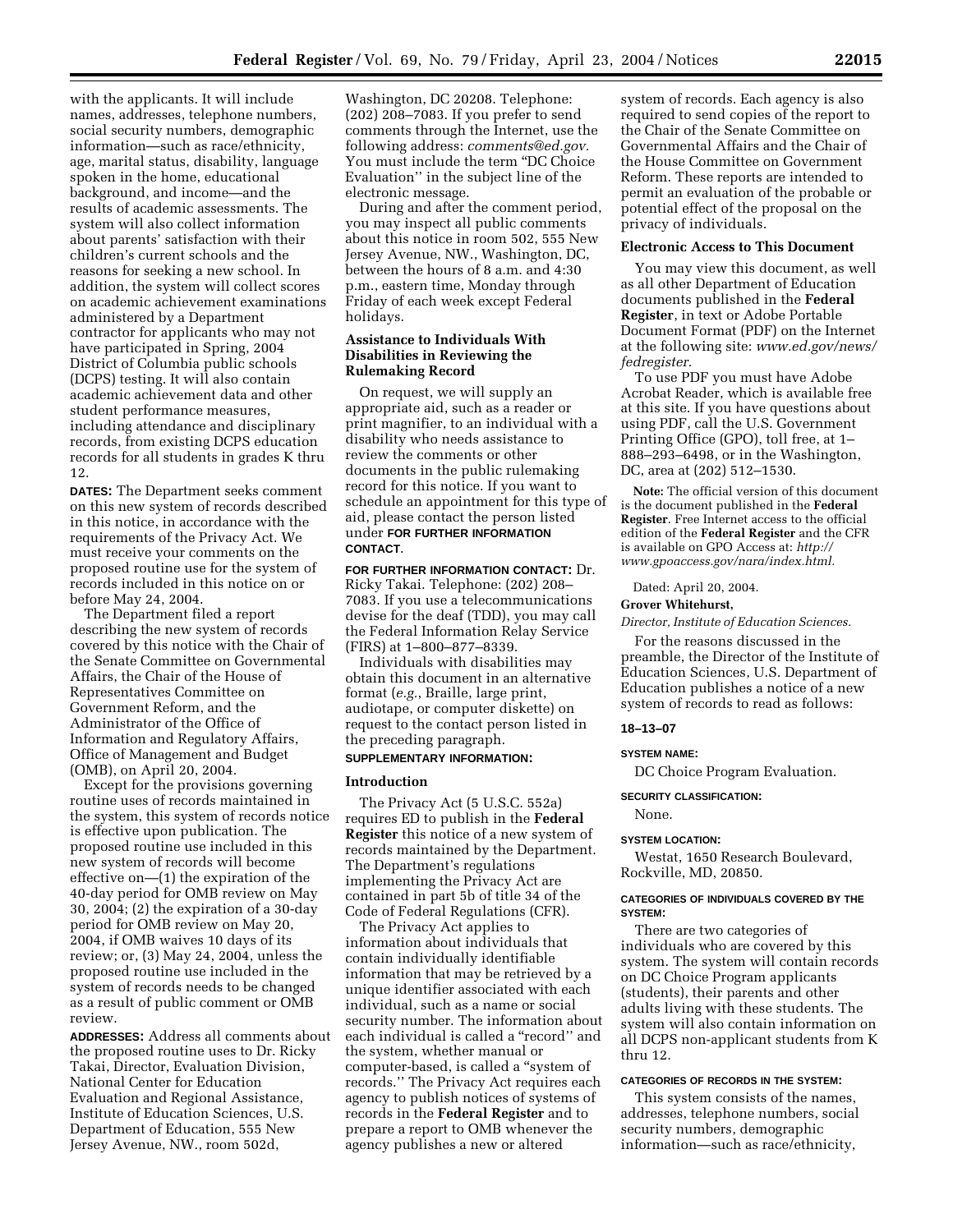with the applicants. It will include names, addresses, telephone numbers, social security numbers, demographic information—such as race/ethnicity, age, marital status, disability, language spoken in the home, educational background, and income—and the results of academic assessments. The system will also collect information about parents' satisfaction with their children's current schools and the reasons for seeking a new school. In addition, the system will collect scores on academic achievement examinations administered by a Department contractor for applicants who may not have participated in Spring, 2004 District of Columbia public schools (DCPS) testing. It will also contain academic achievement data and other student performance measures, including attendance and disciplinary records, from existing DCPS education records for all students in grades K thru 12.

**DATES:** The Department seeks comment on this new system of records described in this notice, in accordance with the requirements of the Privacy Act. We must receive your comments on the proposed routine use for the system of records included in this notice on or before May 24, 2004.

The Department filed a report describing the new system of records covered by this notice with the Chair of the Senate Committee on Governmental Affairs, the Chair of the House of Representatives Committee on Government Reform, and the Administrator of the Office of Information and Regulatory Affairs, Office of Management and Budget (OMB), on April 20, 2004.

Except for the provisions governing routine uses of records maintained in the system, this system of records notice is effective upon publication. The proposed routine use included in this new system of records will become effective on—(1) the expiration of the 40-day period for OMB review on May 30, 2004; (2) the expiration of a 30-day period for OMB review on May 20, 2004, if OMB waives 10 days of its review; or, (3) May 24, 2004, unless the proposed routine use included in the system of records needs to be changed as a result of public comment or OMB review.

**ADDRESSES:** Address all comments about the proposed routine uses to Dr. Ricky Takai, Director, Evaluation Division, National Center for Education Evaluation and Regional Assistance, Institute of Education Sciences, U.S. Department of Education, 555 New Jersey Avenue, NW., room 502d, Washington, DC 20208. Telephone: (202) 208–7083. If you prefer to send comments through the Internet, use the following address: *comments@ed.gov.* You must include the term "DC Choice Evaluation'' in the subject line of the electronic message.

During and after the comment period, you may inspect all public comments about this notice in room 502, 555 New Jersey Avenue, NW., Washington, DC, between the hours of 8 a.m. and 4:30 p.m., eastern time, Monday through Friday of each week except Federal holidays.

### Assistance to Individuals With Disabilities in Reviewing the Rulemaking Record

On request, we will supply an appropriate aid, such as a reader or print magnifier, to an individual with a disability who needs assistance to review the comments or other documents in the public rulemaking record for this notice. If you want to schedule an appointment for this type of aid, please contact the person listed under **FOR FURTHER INFORMATION CONTACT**.

**FOR FURTHER INFORMATION CONTACT:** Dr. Ricky Takai. Telephone: (202) 208–7083. If you use a telecommunications devise for the deaf (TDD), you may call the Federal Information Relay Service (FIRS) at 1–800–877–8339.

Individuals with disabilities may obtain this document in an alternative format (*e.g.*, Braille, large print, audiotape, or computer diskette) on request to the contact person listed in the preceding paragraph.

**SUPPLEMENTARY INFORMATION:**

### Introduction

The Privacy Act (5 U.S.C. 552a) requires ED to publish in the **Federal Register** this notice of a new system of records maintained by the Department. The Department's regulations implementing the Privacy Act are contained in part 5b of title 34 of the Code of Federal Regulations (CFR).

The Privacy Act applies to information about individuals that contain individually identifiable information that may be retrieved by a unique identifier associated with each individual, such as a name or social security number. The information about each individual is called a "record'' and the system, whether manual or computer-based, is called a "system of records.'' The Privacy Act requires each agency to publish notices of systems of records in the **Federal Register** and to prepare a report to OMB whenever the agency publishes a new or altered system of records. Each agency is also required to send copies of the report to the Chair of the Senate Committee on Governmental Affairs and the Chair of the House Committee on Government Reform. These reports are intended to permit an evaluation of the probable or potential effect of the proposal on the privacy of individuals.

### Electronic Access to This Document

You may view this document, as well as all other Department of Education documents published in the **Federal Register**, in text or Adobe Portable Document Format (PDF) on the Internet at the following site: *www.ed.gov/news/fedregister*.

To use PDF you must have Adobe Acrobat Reader, which is available free at this site. If you have questions about using PDF, call the U.S. Government Printing Office (GPO), toll free, at 1–888–293–6498, or in the Washington, DC, area at (202) 512–1530.

**Note:** The official version of this document is the document published in the **Federal Register**. Free Internet access to the official edition of the **Federal Register** and the CFR is available on GPO Access at: *http://www.gpoaccess.gov/nara/index.html.*

Dated: April 20, 2004.

**Grover Whitehurst,**

*Director, Institute of Education Sciences.*

For the reasons discussed in the preamble, the Director of the Institute of Education Sciences, U.S. Department of Education publishes a notice of a new system of records to read as follows:

**18–13–07**

**SYSTEM NAME:**

DC Choice Program Evaluation.

**SECURITY CLASSIFICATION:**

None.

**SYSTEM LOCATION:**

Westat, 1650 Research Boulevard, Rockville, MD, 20850.

**CATEGORIES OF INDIVIDUALS COVERED BY THE SYSTEM:**

There are two categories of individuals who are covered by this system. The system will contain records on DC Choice Program applicants (students), their parents and other adults living with these students. The system will also contain information on all DCPS non-applicant students from K thru 12.

**CATEGORIES OF RECORDS IN THE SYSTEM:**

This system consists of the names, addresses, telephone numbers, social security numbers, demographic information—such as race/ethnicity,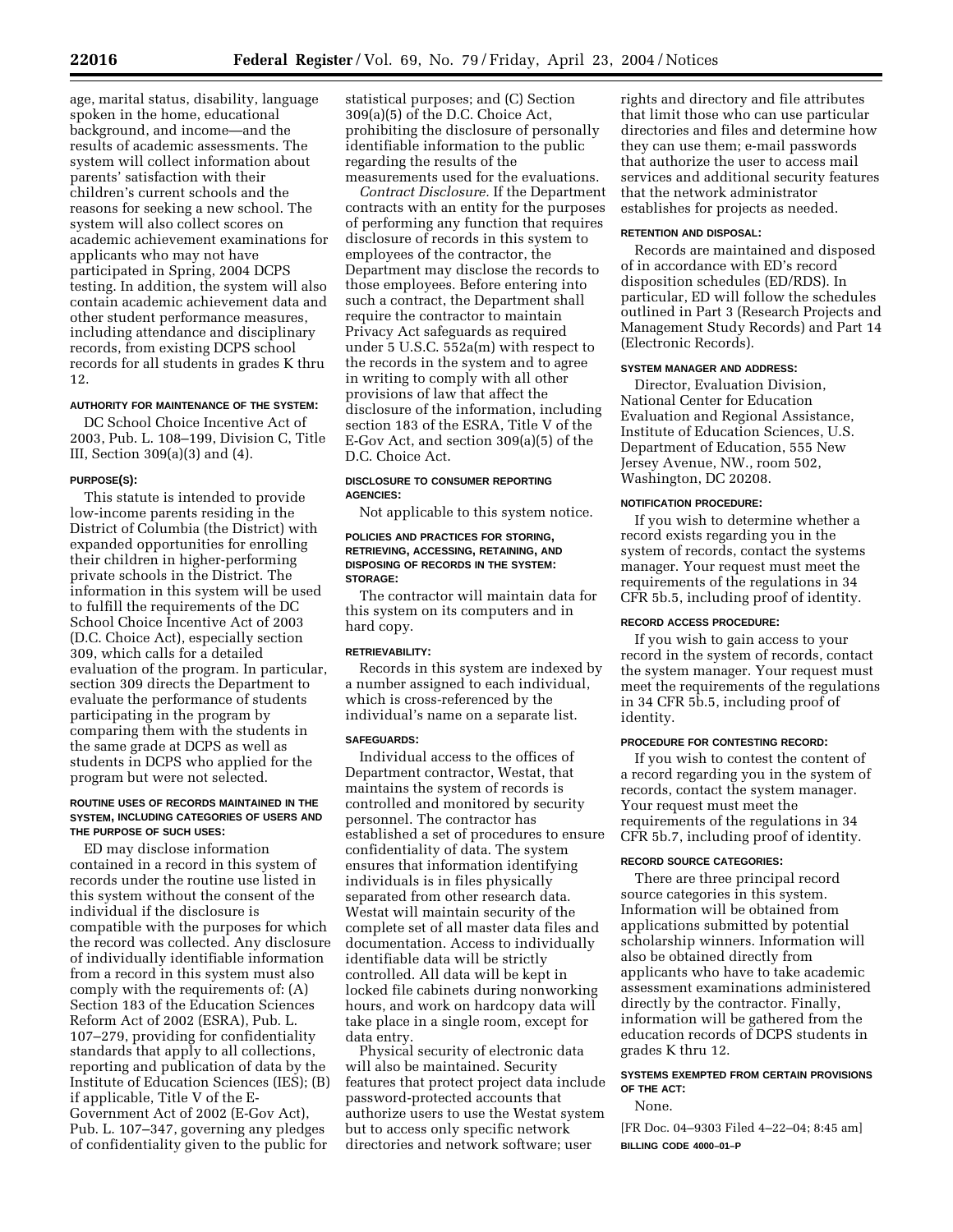age, marital status, disability, language spoken in the home, educational background, and income—and the results of academic assessments. The system will collect information about parents' satisfaction with their children's current schools and the reasons for seeking a new school. The system will also collect scores on academic achievement examinations for applicants who may not have participated in Spring, 2004 DCPS testing. In addition, the system will also contain academic achievement data and other student performance measures, including attendance and disciplinary records, from existing DCPS school records for all students in grades K thru 12.

#### AUTHORITY FOR MAINTENANCE OF THE SYSTEM:

DC School Choice Incentive Act of 2003, Pub. L. 108–199, Division C, Title III, Section 309(a)(3) and (4).

#### PURPOSE(S):

This statute is intended to provide low-income parents residing in the District of Columbia (the District) with expanded opportunities for enrolling their children in higher-performing private schools in the District. The information in this system will be used to fulfill the requirements of the DC School Choice Incentive Act of 2003 (D.C. Choice Act), especially section 309, which calls for a detailed evaluation of the program. In particular, section 309 directs the Department to evaluate the performance of students participating in the program by comparing them with the students in the same grade at DCPS as well as students in DCPS who applied for the program but were not selected.

#### ROUTINE USES OF RECORDS MAINTAINED IN THE SYSTEM, INCLUDING CATEGORIES OF USERS AND THE PURPOSE OF SUCH USES:

ED may disclose information contained in a record in this system of records under the routine use listed in this system without the consent of the individual if the disclosure is compatible with the purposes for which the record was collected. Any disclosure of individually identifiable information from a record in this system must also comply with the requirements of: (A) Section 183 of the Education Sciences Reform Act of 2002 (ESRA), Pub. L. 107–279, providing for confidentiality standards that apply to all collections, reporting and publication of data by the Institute of Education Sciences (IES); (B) if applicable, Title V of the E-Government Act of 2002 (E-Gov Act), Pub. L. 107–347, governing any pledges of confidentiality given to the public for statistical purposes; and (C) Section 309(a)(5) of the D.C. Choice Act, prohibiting the disclosure of personally identifiable information to the public regarding the results of the measurements used for the evaluations.

*Contract Disclosure.* If the Department contracts with an entity for the purposes of performing any function that requires disclosure of records in this system to employees of the contractor, the Department may disclose the records to those employees. Before entering into such a contract, the Department shall require the contractor to maintain Privacy Act safeguards as required under 5 U.S.C. 552a(m) with respect to the records in the system and to agree in writing to comply with all other provisions of law that affect the disclosure of the information, including section 183 of the ESRA, Title V of the E-Gov Act, and section 309(a)(5) of the D.C. Choice Act.

#### DISCLOSURE TO CONSUMER REPORTING AGENCIES:

Not applicable to this system notice.

#### POLICIES AND PRACTICES FOR STORING, RETRIEVING, ACCESSING, RETAINING, AND DISPOSING OF RECORDS IN THE SYSTEM:

#### STORAGE:

The contractor will maintain data for this system on its computers and in hard copy.

#### RETRIEVABILITY:

Records in this system are indexed by a number assigned to each individual, which is cross-referenced by the individual's name on a separate list.

#### SAFEGUARDS:

Individual access to the offices of Department contractor, Westat, that maintains the system of records is controlled and monitored by security personnel. The contractor has established a set of procedures to ensure confidentiality of data. The system ensures that information identifying individuals is in files physically separated from other research data. Westat will maintain security of the complete set of all master data files and documentation. Access to individually identifiable data will be strictly controlled. All data will be kept in locked file cabinets during nonworking hours, and work on hardcopy data will take place in a single room, except for data entry.

Physical security of electronic data will also be maintained. Security features that protect project data include password-protected accounts that authorize users to use the Westat system but to access only specific network directories and network software; user rights and directory and file attributes that limit those who can use particular directories and files and determine how they can use them; e-mail passwords that authorize the user to access mail services and additional security features that the network administrator establishes for projects as needed.

#### RETENTION AND DISPOSAL:

Records are maintained and disposed of in accordance with ED's record disposition schedules (ED/RDS). In particular, ED will follow the schedules outlined in Part 3 (Research Projects and Management Study Records) and Part 14 (Electronic Records).

#### SYSTEM MANAGER AND ADDRESS:

Director, Evaluation Division, National Center for Education Evaluation and Regional Assistance, Institute of Education Sciences, U.S. Department of Education, 555 New Jersey Avenue, NW., room 502, Washington, DC 20208.

#### NOTIFICATION PROCEDURE:

If you wish to determine whether a record exists regarding you in the system of records, contact the systems manager. Your request must meet the requirements of the regulations in 34 CFR 5b.5, including proof of identity.

#### RECORD ACCESS PROCEDURE:

If you wish to gain access to your record in the system of records, contact the system manager. Your request must meet the requirements of the regulations in 34 CFR 5b.5, including proof of identity.

#### PROCEDURE FOR CONTESTING RECORD:

If you wish to contest the content of a record regarding you in the system of records, contact the system manager. Your request must meet the requirements of the regulations in 34 CFR 5b.7, including proof of identity.

#### RECORD SOURCE CATEGORIES:

There are three principal record source categories in this system. Information will be obtained from applications submitted by potential scholarship winners. Information will also be obtained directly from applicants who have to take academic assessment examinations administered directly by the contractor. Finally, information will be gathered from the education records of DCPS students in grades K thru 12.

#### SYSTEMS EXEMPTED FROM CERTAIN PROVISIONS OF THE ACT:

None.

[FR Doc. 04–9303 Filed 4–22–04; 8:45 am]

**BILLING CODE 4000–01–P**